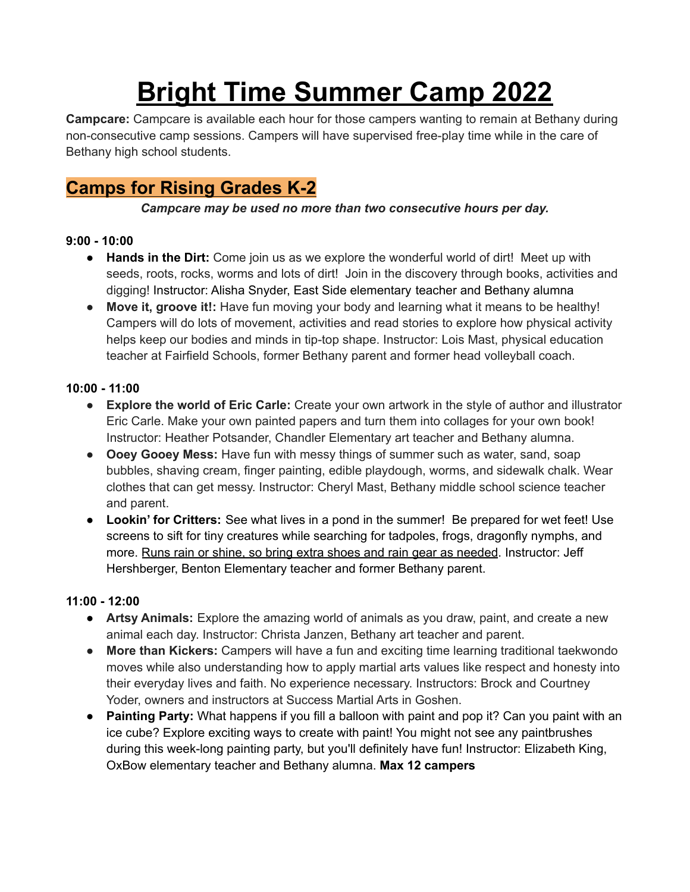# Bright Time Summer Camp 2022

**Campcare:** Campcare is available each hour for those campers wanting to remain at Bethany during non-consecutive camp sessions. Campers will have supervised free-play time while in the care of Bethany high school students.

## Camps for Rising Grades K-2

***Campcare may be used no more than two consecutive hours per day.***

**9:00 - 10:00**

- **Hands in the Dirt:** Come join us as we explore the wonderful world of dirt! Meet up with seeds, roots, rocks, worms and lots of dirt! Join in the discovery through books, activities and digging! Instructor: Alisha Snyder, East Side elementary teacher and Bethany alumna
- **Move it, groove it!:** Have fun moving your body and learning what it means to be healthy! Campers will do lots of movement, activities and read stories to explore how physical activity helps keep our bodies and minds in tip-top shape. Instructor: Lois Mast, physical education teacher at Fairfield Schools, former Bethany parent and former head volleyball coach.

**10:00 - 11:00**

- **Explore the world of Eric Carle:** Create your own artwork in the style of author and illustrator Eric Carle. Make your own painted papers and turn them into collages for your own book! Instructor: Heather Potsander, Chandler Elementary art teacher and Bethany alumna.
- **Ooey Gooey Mess:** Have fun with messy things of summer such as water, sand, soap bubbles, shaving cream, finger painting, edible playdough, worms, and sidewalk chalk. Wear clothes that can get messy. Instructor: Cheryl Mast, Bethany middle school science teacher and parent.
- **Lookin' for Critters:** See what lives in a pond in the summer! Be prepared for wet feet! Use screens to sift for tiny creatures while searching for tadpoles, frogs, dragonfly nymphs, and more. <u>Runs rain or shine, so bring extra shoes and rain gear as needed</u>. Instructor: Jeff Hershberger, Benton Elementary teacher and former Bethany parent.

**11:00 - 12:00**

- **Artsy Animals:** Explore the amazing world of animals as you draw, paint, and create a new animal each day. Instructor: Christa Janzen, Bethany art teacher and parent.
- **More than Kickers:** Campers will have a fun and exciting time learning traditional taekwondo moves while also understanding how to apply martial arts values like respect and honesty into their everyday lives and faith. No experience necessary. Instructors: Brock and Courtney Yoder, owners and instructors at Success Martial Arts in Goshen.
- **Painting Party:** What happens if you fill a balloon with paint and pop it? Can you paint with an ice cube? Explore exciting ways to create with paint! You might not see any paintbrushes during this week-long painting party, but you'll definitely have fun! Instructor: Elizabeth King, OxBow elementary teacher and Bethany alumna. **Max 12 campers**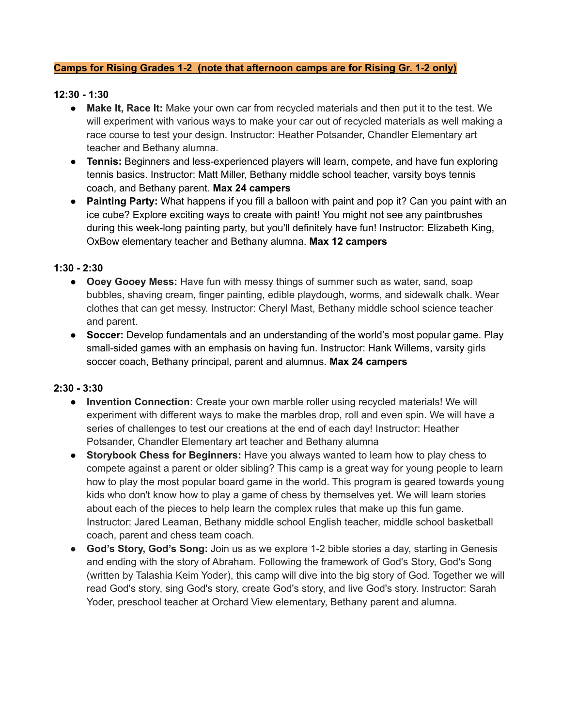**Camps for Rising Grades 1-2 (note that afternoon camps are for Rising Gr. 1-2 only)**

**12:30 - 1:30**

- **Make It, Race It:** Make your own car from recycled materials and then put it to the test. We will experiment with various ways to make your car out of recycled materials as well making a race course to test your design. Instructor: Heather Potsander, Chandler Elementary art teacher and Bethany alumna.
- **Tennis:** Beginners and less-experienced players will learn, compete, and have fun exploring tennis basics. Instructor: Matt Miller, Bethany middle school teacher, varsity boys tennis coach, and Bethany parent. **Max 24 campers**
- **Painting Party:** What happens if you fill a balloon with paint and pop it? Can you paint with an ice cube? Explore exciting ways to create with paint! You might not see any paintbrushes during this week-long painting party, but you'll definitely have fun! Instructor: Elizabeth King, OxBow elementary teacher and Bethany alumna. **Max 12 campers**

**1:30 - 2:30**

- **Ooey Gooey Mess:** Have fun with messy things of summer such as water, sand, soap bubbles, shaving cream, finger painting, edible playdough, worms, and sidewalk chalk. Wear clothes that can get messy. Instructor: Cheryl Mast, Bethany middle school science teacher and parent.
- **Soccer:** Develop fundamentals and an understanding of the world's most popular game. Play small-sided games with an emphasis on having fun. Instructor: Hank Willems, varsity girls soccer coach, Bethany principal, parent and alumnus. **Max 24 campers**

**2:30 - 3:30**

- **Invention Connection:** Create your own marble roller using recycled materials! We will experiment with different ways to make the marbles drop, roll and even spin. We will have a series of challenges to test our creations at the end of each day! Instructor: Heather Potsander, Chandler Elementary art teacher and Bethany alumna
- **Storybook Chess for Beginners:** Have you always wanted to learn how to play chess to compete against a parent or older sibling? This camp is a great way for young people to learn how to play the most popular board game in the world. This program is geared towards young kids who don't know how to play a game of chess by themselves yet. We will learn stories about each of the pieces to help learn the complex rules that make up this fun game. Instructor: Jared Leaman, Bethany middle school English teacher, middle school basketball coach, parent and chess team coach.
- **God's Story, God's Song:** Join us as we explore 1-2 bible stories a day, starting in Genesis and ending with the story of Abraham. Following the framework of God's Story, God's Song (written by Talashia Keim Yoder), this camp will dive into the big story of God. Together we will read God's story, sing God's story, create God's story, and live God's story. Instructor: Sarah Yoder, preschool teacher at Orchard View elementary, Bethany parent and alumna.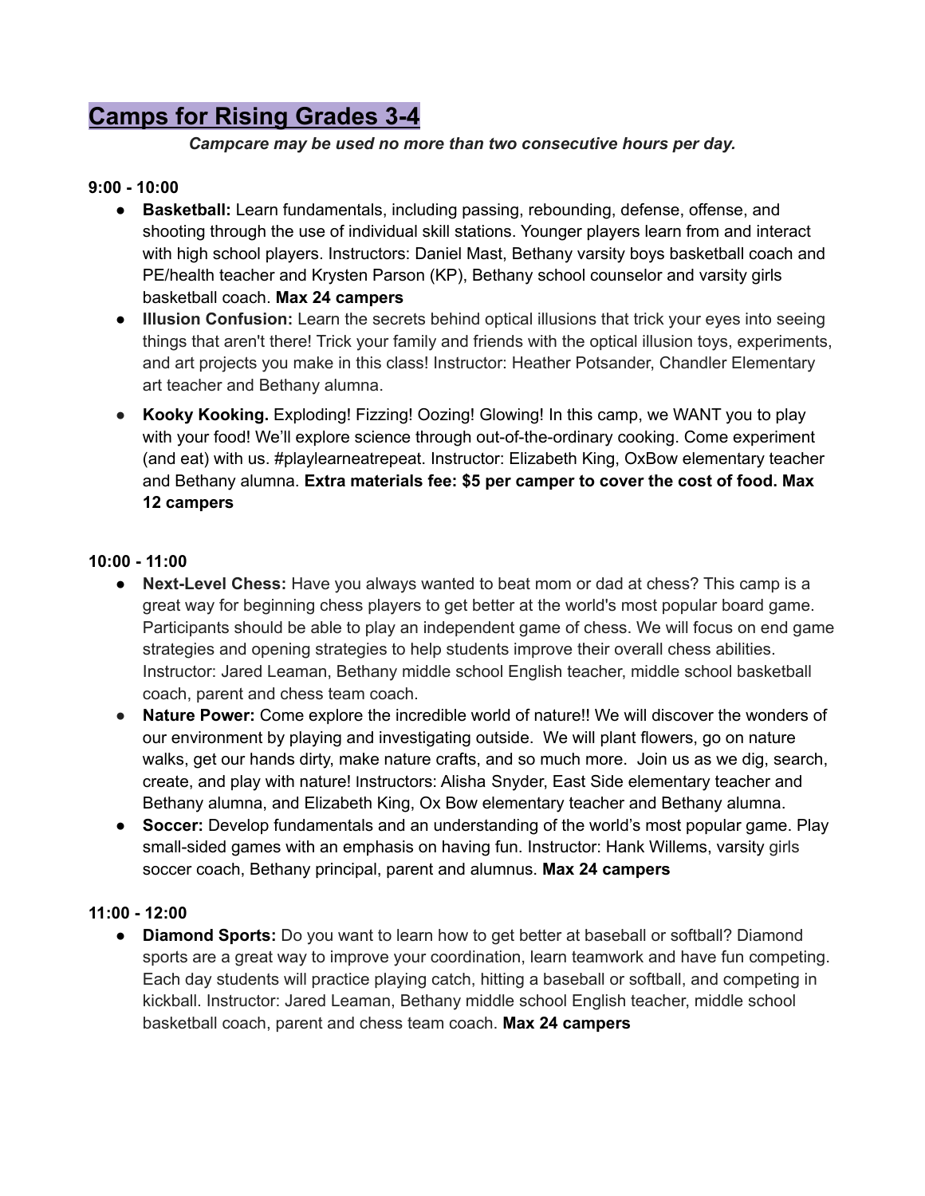# Camps for Rising Grades 3-4

***Campcare may be used no more than two consecutive hours per day.***

**9:00 - 10:00**

- **Basketball:** Learn fundamentals, including passing, rebounding, defense, offense, and shooting through the use of individual skill stations. Younger players learn from and interact with high school players. Instructors: Daniel Mast, Bethany varsity boys basketball coach and PE/health teacher and Krysten Parson (KP), Bethany school counselor and varsity girls basketball coach. **Max 24 campers**
- **Illusion Confusion:** Learn the secrets behind optical illusions that trick your eyes into seeing things that aren't there! Trick your family and friends with the optical illusion toys, experiments, and art projects you make in this class! Instructor: Heather Potsander, Chandler Elementary art teacher and Bethany alumna.
- **Kooky Kooking.** Exploding! Fizzing! Oozing! Glowing! In this camp, we WANT you to play with your food! We'll explore science through out-of-the-ordinary cooking. Come experiment (and eat) with us. #playlearneatrepeat. Instructor: Elizabeth King, OxBow elementary teacher and Bethany alumna. **Extra materials fee: $5 per camper to cover the cost of food. Max 12 campers**

**10:00 - 11:00**

- **Next-Level Chess:** Have you always wanted to beat mom or dad at chess? This camp is a great way for beginning chess players to get better at the world's most popular board game. Participants should be able to play an independent game of chess. We will focus on end game strategies and opening strategies to help students improve their overall chess abilities. Instructor: Jared Leaman, Bethany middle school English teacher, middle school basketball coach, parent and chess team coach.
- **Nature Power:** Come explore the incredible world of nature!! We will discover the wonders of our environment by playing and investigating outside. We will plant flowers, go on nature walks, get our hands dirty, make nature crafts, and so much more. Join us as we dig, search, create, and play with nature! Instructors: Alisha Snyder, East Side elementary teacher and Bethany alumna, and Elizabeth King, Ox Bow elementary teacher and Bethany alumna.
- **Soccer:** Develop fundamentals and an understanding of the world's most popular game. Play small-sided games with an emphasis on having fun. Instructor: Hank Willems, varsity girls soccer coach, Bethany principal, parent and alumnus. **Max 24 campers**

**11:00 - 12:00**

- **Diamond Sports:** Do you want to learn how to get better at baseball or softball? Diamond sports are a great way to improve your coordination, learn teamwork and have fun competing. Each day students will practice playing catch, hitting a baseball or softball, and competing in kickball. Instructor: Jared Leaman, Bethany middle school English teacher, middle school basketball coach, parent and chess team coach. **Max 24 campers**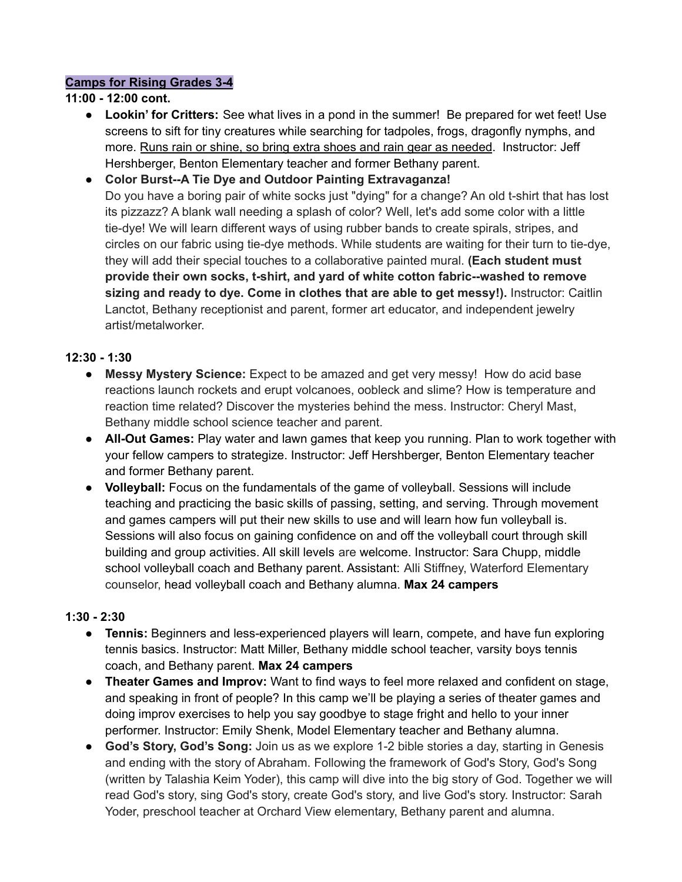**Camps for Rising Grades 3-4**

**11:00 - 12:00 cont.**

- **Lookin' for Critters:** See what lives in a pond in the summer! Be prepared for wet feet! Use screens to sift for tiny creatures while searching for tadpoles, frogs, dragonfly nymphs, and more. Runs rain or shine, so bring extra shoes and rain gear as needed. Instructor: Jeff Hershberger, Benton Elementary teacher and former Bethany parent.
- **Color Burst--A Tie Dye and Outdoor Painting Extravaganza!**
  Do you have a boring pair of white socks just "dying" for a change? An old t-shirt that has lost its pizzazz? A blank wall needing a splash of color? Well, let's add some color with a little tie-dye! We will learn different ways of using rubber bands to create spirals, stripes, and circles on our fabric using tie-dye methods. While students are waiting for their turn to tie-dye, they will add their special touches to a collaborative painted mural. **(Each student must provide their own socks, t-shirt, and yard of white cotton fabric--washed to remove sizing and ready to dye. Come in clothes that are able to get messy!).** Instructor: Caitlin Lanctot, Bethany receptionist and parent, former art educator, and independent jewelry artist/metalworker.

**12:30 - 1:30**

- **Messy Mystery Science:** Expect to be amazed and get very messy! How do acid base reactions launch rockets and erupt volcanoes, oobleck and slime? How is temperature and reaction time related? Discover the mysteries behind the mess. Instructor: Cheryl Mast, Bethany middle school science teacher and parent.
- **All-Out Games:** Play water and lawn games that keep you running. Plan to work together with your fellow campers to strategize. Instructor: Jeff Hershberger, Benton Elementary teacher and former Bethany parent.
- **Volleyball:** Focus on the fundamentals of the game of volleyball. Sessions will include teaching and practicing the basic skills of passing, setting, and serving. Through movement and games campers will put their new skills to use and will learn how fun volleyball is. Sessions will also focus on gaining confidence on and off the volleyball court through skill building and group activities. All skill levels are welcome. Instructor: Sara Chupp, middle school volleyball coach and Bethany parent. Assistant: Alli Stiffney, Waterford Elementary counselor, head volleyball coach and Bethany alumna. **Max 24 campers**

**1:30 - 2:30**

- **Tennis:** Beginners and less-experienced players will learn, compete, and have fun exploring tennis basics. Instructor: Matt Miller, Bethany middle school teacher, varsity boys tennis coach, and Bethany parent. **Max 24 campers**
- **Theater Games and Improv:** Want to find ways to feel more relaxed and confident on stage, and speaking in front of people? In this camp we'll be playing a series of theater games and doing improv exercises to help you say goodbye to stage fright and hello to your inner performer. Instructor: Emily Shenk, Model Elementary teacher and Bethany alumna.
- **God's Story, God's Song:** Join us as we explore 1-2 bible stories a day, starting in Genesis and ending with the story of Abraham. Following the framework of God's Story, God's Song (written by Talashia Keim Yoder), this camp will dive into the big story of God. Together we will read God's story, sing God's story, create God's story, and live God's story. Instructor: Sarah Yoder, preschool teacher at Orchard View elementary, Bethany parent and alumna.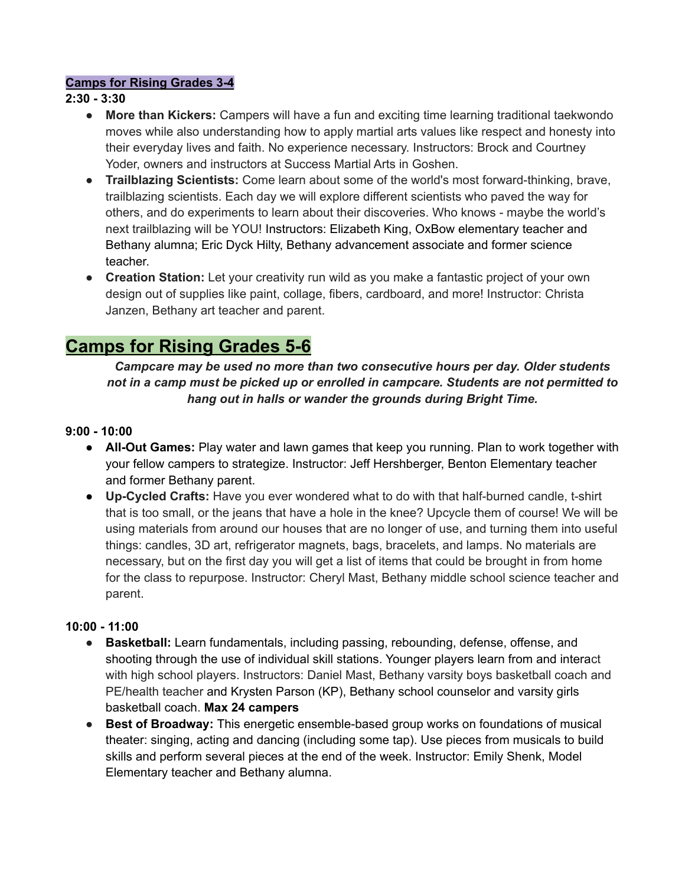### Camps for Rising Grades 3-4

**2:30 - 3:30**

- **More than Kickers:** Campers will have a fun and exciting time learning traditional taekwondo moves while also understanding how to apply martial arts values like respect and honesty into their everyday lives and faith. No experience necessary. Instructors: Brock and Courtney Yoder, owners and instructors at Success Martial Arts in Goshen.
- **Trailblazing Scientists:** Come learn about some of the world's most forward-thinking, brave, trailblazing scientists. Each day we will explore different scientists who paved the way for others, and do experiments to learn about their discoveries. Who knows - maybe the world's next trailblazing will be YOU! Instructors: Elizabeth King, OxBow elementary teacher and Bethany alumna; Eric Dyck Hilty, Bethany advancement associate and former science teacher.
- **Creation Station:** Let your creativity run wild as you make a fantastic project of your own design out of supplies like paint, collage, fibers, cardboard, and more! Instructor: Christa Janzen, Bethany art teacher and parent.

## Camps for Rising Grades 5-6

***Campcare may be used no more than two consecutive hours per day. Older students not in a camp must be picked up or enrolled in campcare. Students are not permitted to hang out in halls or wander the grounds during Bright Time.***

**9:00 - 10:00**

- **All-Out Games:** Play water and lawn games that keep you running. Plan to work together with your fellow campers to strategize. Instructor: Jeff Hershberger, Benton Elementary teacher and former Bethany parent.
- **Up-Cycled Crafts:** Have you ever wondered what to do with that half-burned candle, t-shirt that is too small, or the jeans that have a hole in the knee? Upcycle them of course! We will be using materials from around our houses that are no longer of use, and turning them into useful things: candles, 3D art, refrigerator magnets, bags, bracelets, and lamps. No materials are necessary, but on the first day you will get a list of items that could be brought in from home for the class to repurpose. Instructor: Cheryl Mast, Bethany middle school science teacher and parent.

**10:00 - 11:00**

- **Basketball:** Learn fundamentals, including passing, rebounding, defense, offense, and shooting through the use of individual skill stations. Younger players learn from and interact with high school players. Instructors: Daniel Mast, Bethany varsity boys basketball coach and PE/health teacher and Krysten Parson (KP), Bethany school counselor and varsity girls basketball coach. **Max 24 campers**
- **Best of Broadway:** This energetic ensemble-based group works on foundations of musical theater: singing, acting and dancing (including some tap). Use pieces from musicals to build skills and perform several pieces at the end of the week. Instructor: Emily Shenk, Model Elementary teacher and Bethany alumna.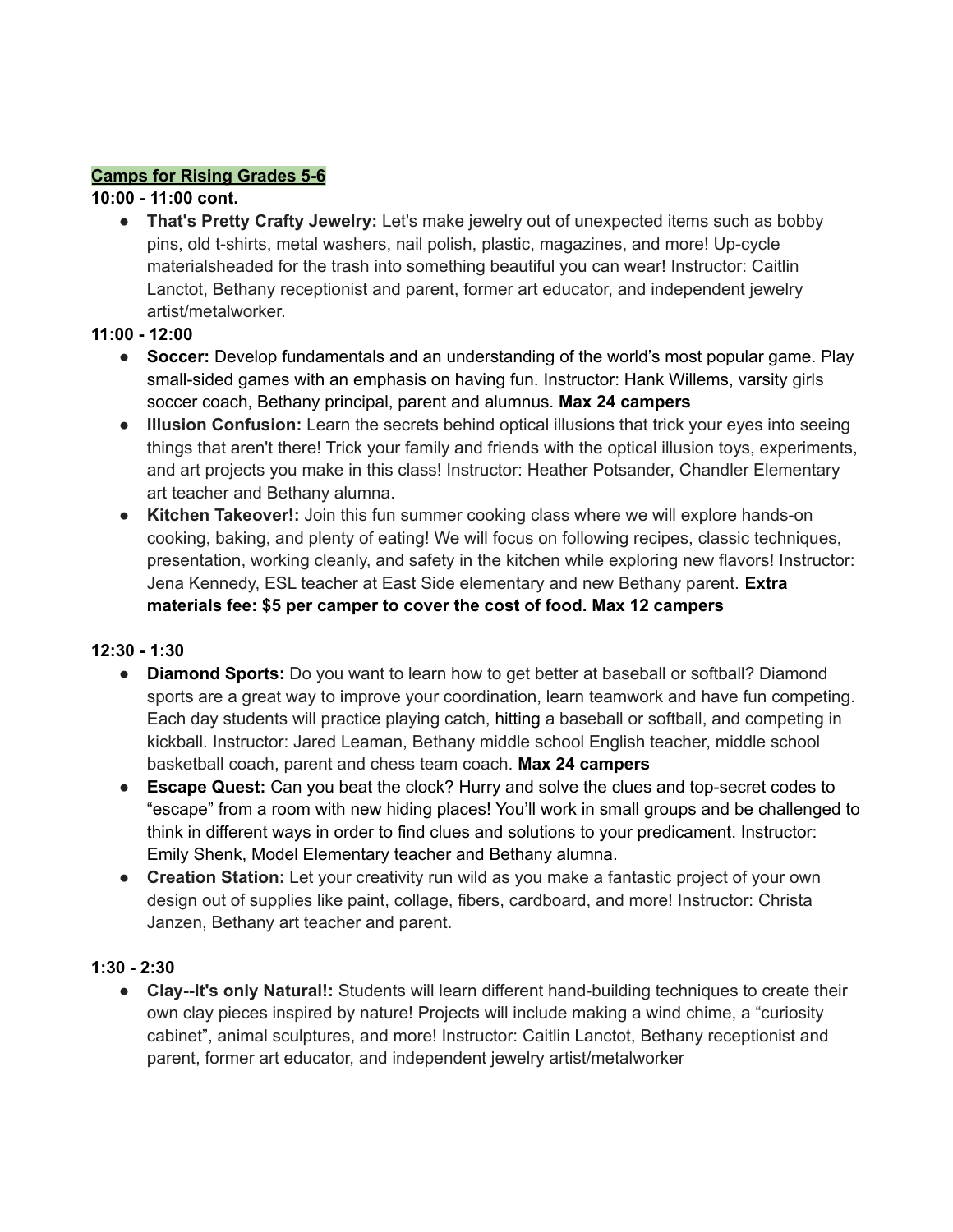## Camps for Rising Grades 5-6

**10:00 - 11:00 cont.**

- **That's Pretty Crafty Jewelry:** Let's make jewelry out of unexpected items such as bobby pins, old t-shirts, metal washers, nail polish, plastic, magazines, and more! Up-cycle materialsheaded for the trash into something beautiful you can wear! Instructor: Caitlin Lanctot, Bethany receptionist and parent, former art educator, and independent jewelry artist/metalworker.

**11:00 - 12:00**

- **Soccer:** Develop fundamentals and an understanding of the world's most popular game. Play small-sided games with an emphasis on having fun. Instructor: Hank Willems, varsity girls soccer coach, Bethany principal, parent and alumnus. **Max 24 campers**
- **Illusion Confusion:** Learn the secrets behind optical illusions that trick your eyes into seeing things that aren't there! Trick your family and friends with the optical illusion toys, experiments, and art projects you make in this class! Instructor: Heather Potsander, Chandler Elementary art teacher and Bethany alumna.
- **Kitchen Takeover!:** Join this fun summer cooking class where we will explore hands-on cooking, baking, and plenty of eating! We will focus on following recipes, classic techniques, presentation, working cleanly, and safety in the kitchen while exploring new flavors! Instructor: Jena Kennedy, ESL teacher at East Side elementary and new Bethany parent. **Extra materials fee: $5 per camper to cover the cost of food. Max 12 campers**

**12:30 - 1:30**

- **Diamond Sports:** Do you want to learn how to get better at baseball or softball? Diamond sports are a great way to improve your coordination, learn teamwork and have fun competing. Each day students will practice playing catch, hitting a baseball or softball, and competing in kickball. Instructor: Jared Leaman, Bethany middle school English teacher, middle school basketball coach, parent and chess team coach. **Max 24 campers**
- **Escape Quest:** Can you beat the clock? Hurry and solve the clues and top-secret codes to "escape" from a room with new hiding places! You'll work in small groups and be challenged to think in different ways in order to find clues and solutions to your predicament. Instructor: Emily Shenk, Model Elementary teacher and Bethany alumna.
- **Creation Station:** Let your creativity run wild as you make a fantastic project of your own design out of supplies like paint, collage, fibers, cardboard, and more! Instructor: Christa Janzen, Bethany art teacher and parent.

**1:30 - 2:30**

- **Clay--It's only Natural!:** Students will learn different hand-building techniques to create their own clay pieces inspired by nature! Projects will include making a wind chime, a "curiosity cabinet", animal sculptures, and more! Instructor: Caitlin Lanctot, Bethany receptionist and parent, former art educator, and independent jewelry artist/metalworker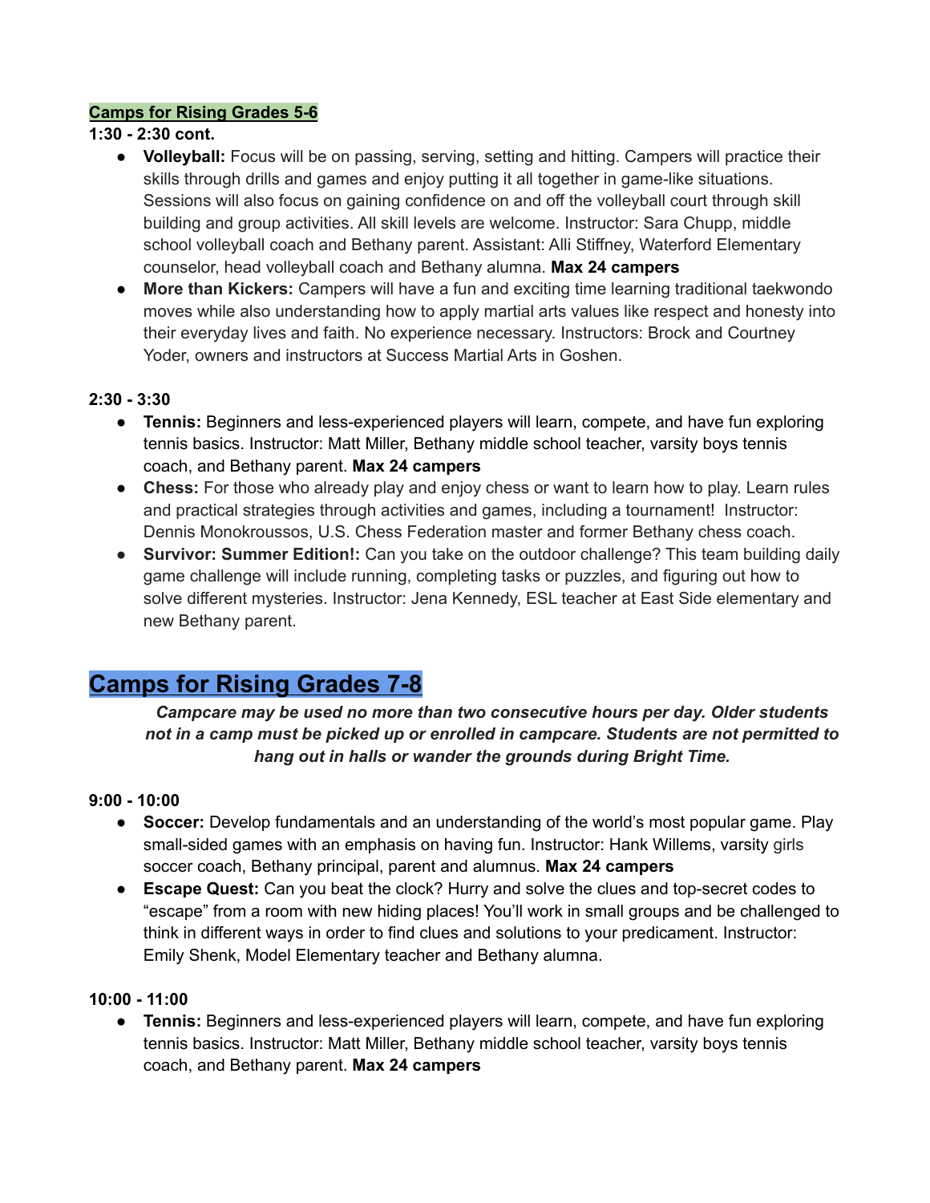**Camps for Rising Grades 5-6**

**1:30 - 2:30 cont.**

- **Volleyball:** Focus will be on passing, serving, setting and hitting. Campers will practice their skills through drills and games and enjoy putting it all together in game-like situations. Sessions will also focus on gaining confidence on and off the volleyball court through skill building and group activities. All skill levels are welcome. Instructor: Sara Chupp, middle school volleyball coach and Bethany parent. Assistant: Alli Stiffney, Waterford Elementary counselor, head volleyball coach and Bethany alumna. **Max 24 campers**
- **More than Kickers:** Campers will have a fun and exciting time learning traditional taekwondo moves while also understanding how to apply martial arts values like respect and honesty into their everyday lives and faith. No experience necessary. Instructors: Brock and Courtney Yoder, owners and instructors at Success Martial Arts in Goshen.

**2:30 - 3:30**

- **Tennis:** Beginners and less-experienced players will learn, compete, and have fun exploring tennis basics. Instructor: Matt Miller, Bethany middle school teacher, varsity boys tennis coach, and Bethany parent. **Max 24 campers**
- **Chess:** For those who already play and enjoy chess or want to learn how to play. Learn rules and practical strategies through activities and games, including a tournament! Instructor: Dennis Monokroussos, U.S. Chess Federation master and former Bethany chess coach.
- **Survivor: Summer Edition!:** Can you take on the outdoor challenge? This team building daily game challenge will include running, completing tasks or puzzles, and figuring out how to solve different mysteries. Instructor: Jena Kennedy, ESL teacher at East Side elementary and new Bethany parent.

## Camps for Rising Grades 7-8

***Campcare may be used no more than two consecutive hours per day. Older students not in a camp must be picked up or enrolled in campcare. Students are not permitted to hang out in halls or wander the grounds during Bright Time.***

**9:00 - 10:00**

- **Soccer:** Develop fundamentals and an understanding of the world's most popular game. Play small-sided games with an emphasis on having fun. Instructor: Hank Willems, varsity girls soccer coach, Bethany principal, parent and alumnus. **Max 24 campers**
- **Escape Quest:** Can you beat the clock? Hurry and solve the clues and top-secret codes to "escape" from a room with new hiding places! You'll work in small groups and be challenged to think in different ways in order to find clues and solutions to your predicament. Instructor: Emily Shenk, Model Elementary teacher and Bethany alumna.

**10:00 - 11:00**

- **Tennis:** Beginners and less-experienced players will learn, compete, and have fun exploring tennis basics. Instructor: Matt Miller, Bethany middle school teacher, varsity boys tennis coach, and Bethany parent. **Max 24 campers**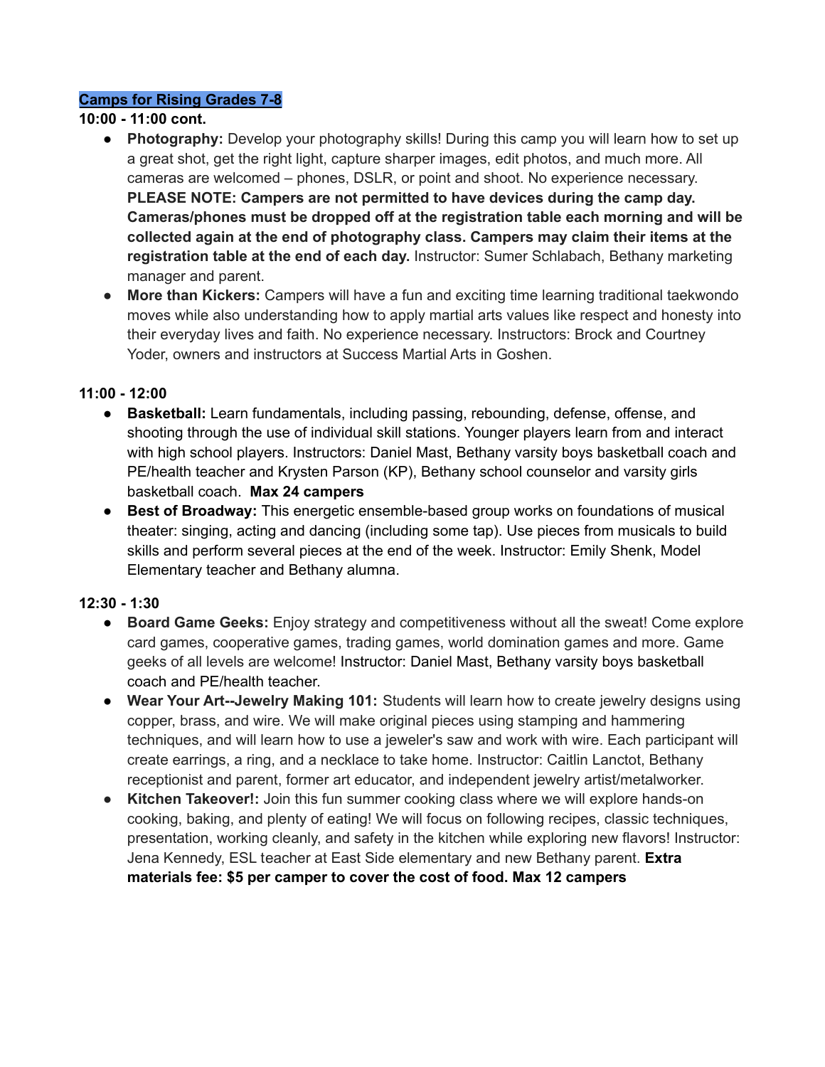**Camps for Rising Grades 7-8**

**10:00 - 11:00 cont.**

- **Photography:** Develop your photography skills! During this camp you will learn how to set up a great shot, get the right light, capture sharper images, edit photos, and much more. All cameras are welcomed – phones, DSLR, or point and shoot. No experience necessary. **PLEASE NOTE: Campers are not permitted to have devices during the camp day. Cameras/phones must be dropped off at the registration table each morning and will be collected again at the end of photography class. Campers may claim their items at the registration table at the end of each day.** Instructor: Sumer Schlabach, Bethany marketing manager and parent.
- **More than Kickers:** Campers will have a fun and exciting time learning traditional taekwondo moves while also understanding how to apply martial arts values like respect and honesty into their everyday lives and faith. No experience necessary. Instructors: Brock and Courtney Yoder, owners and instructors at Success Martial Arts in Goshen.

**11:00 - 12:00**

- **Basketball:** Learn fundamentals, including passing, rebounding, defense, offense, and shooting through the use of individual skill stations. Younger players learn from and interact with high school players. Instructors: Daniel Mast, Bethany varsity boys basketball coach and PE/health teacher and Krysten Parson (KP), Bethany school counselor and varsity girls basketball coach. **Max 24 campers**
- **Best of Broadway:** This energetic ensemble-based group works on foundations of musical theater: singing, acting and dancing (including some tap). Use pieces from musicals to build skills and perform several pieces at the end of the week. Instructor: Emily Shenk, Model Elementary teacher and Bethany alumna.

**12:30 - 1:30**

- **Board Game Geeks:** Enjoy strategy and competitiveness without all the sweat! Come explore card games, cooperative games, trading games, world domination games and more. Game geeks of all levels are welcome! Instructor: Daniel Mast, Bethany varsity boys basketball coach and PE/health teacher.
- **Wear Your Art--Jewelry Making 101:** Students will learn how to create jewelry designs using copper, brass, and wire. We will make original pieces using stamping and hammering techniques, and will learn how to use a jeweler's saw and work with wire. Each participant will create earrings, a ring, and a necklace to take home. Instructor: Caitlin Lanctot, Bethany receptionist and parent, former art educator, and independent jewelry artist/metalworker.
- **Kitchen Takeover!:** Join this fun summer cooking class where we will explore hands-on cooking, baking, and plenty of eating! We will focus on following recipes, classic techniques, presentation, working cleanly, and safety in the kitchen while exploring new flavors! Instructor: Jena Kennedy, ESL teacher at East Side elementary and new Bethany parent. **Extra materials fee: $5 per camper to cover the cost of food. Max 12 campers**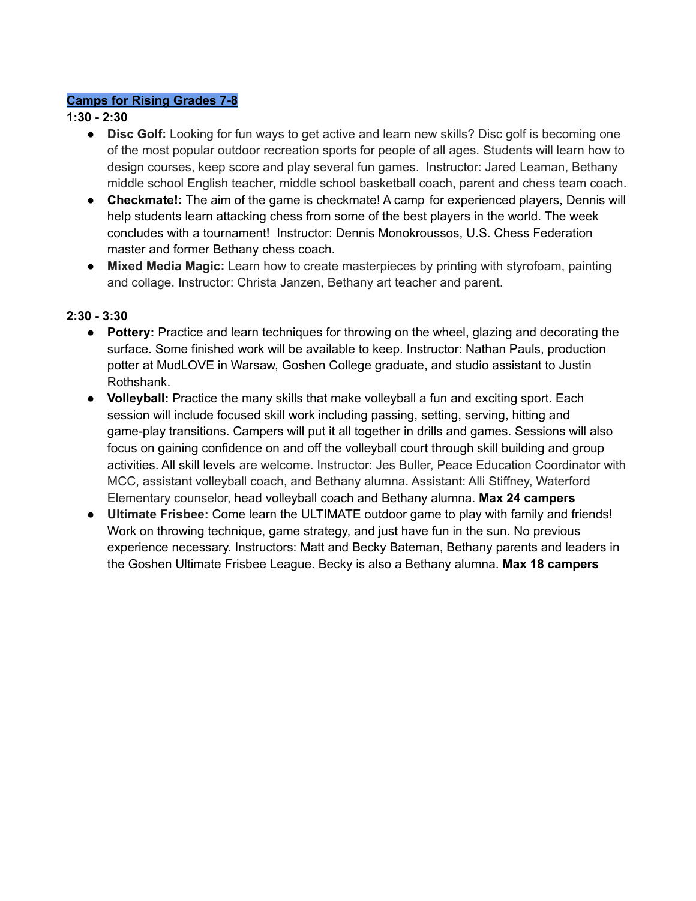**Camps for Rising Grades 7-8**

**1:30 - 2:30**

- **Disc Golf:** Looking for fun ways to get active and learn new skills? Disc golf is becoming one of the most popular outdoor recreation sports for people of all ages. Students will learn how to design courses, keep score and play several fun games. Instructor: Jared Leaman, Bethany middle school English teacher, middle school basketball coach, parent and chess team coach.
- **Checkmate!:** The aim of the game is checkmate! A camp for experienced players, Dennis will help students learn attacking chess from some of the best players in the world. The week concludes with a tournament! Instructor: Dennis Monokroussos, U.S. Chess Federation master and former Bethany chess coach.
- **Mixed Media Magic:** Learn how to create masterpieces by printing with styrofoam, painting and collage. Instructor: Christa Janzen, Bethany art teacher and parent.

**2:30 - 3:30**

- **Pottery:** Practice and learn techniques for throwing on the wheel, glazing and decorating the surface. Some finished work will be available to keep. Instructor: Nathan Pauls, production potter at MudLOVE in Warsaw, Goshen College graduate, and studio assistant to Justin Rothshank.
- **Volleyball:** Practice the many skills that make volleyball a fun and exciting sport. Each session will include focused skill work including passing, setting, serving, hitting and game-play transitions. Campers will put it all together in drills and games. Sessions will also focus on gaining confidence on and off the volleyball court through skill building and group activities. All skill levels are welcome. Instructor: Jes Buller, Peace Education Coordinator with MCC, assistant volleyball coach, and Bethany alumna. Assistant: Alli Stiffney, Waterford Elementary counselor, head volleyball coach and Bethany alumna. **Max 24 campers**
- **Ultimate Frisbee:** Come learn the ULTIMATE outdoor game to play with family and friends! Work on throwing technique, game strategy, and just have fun in the sun. No previous experience necessary. Instructors: Matt and Becky Bateman, Bethany parents and leaders in the Goshen Ultimate Frisbee League. Becky is also a Bethany alumna. **Max 18 campers**